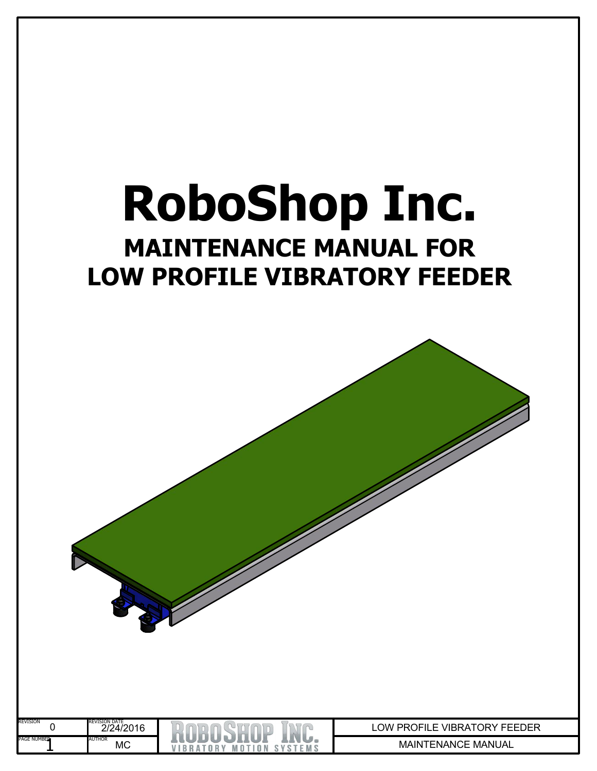# RoboShop Inc.

## MAINTENANCE MANUAL FOR LOW PROFILE VIBRATORY FEEDER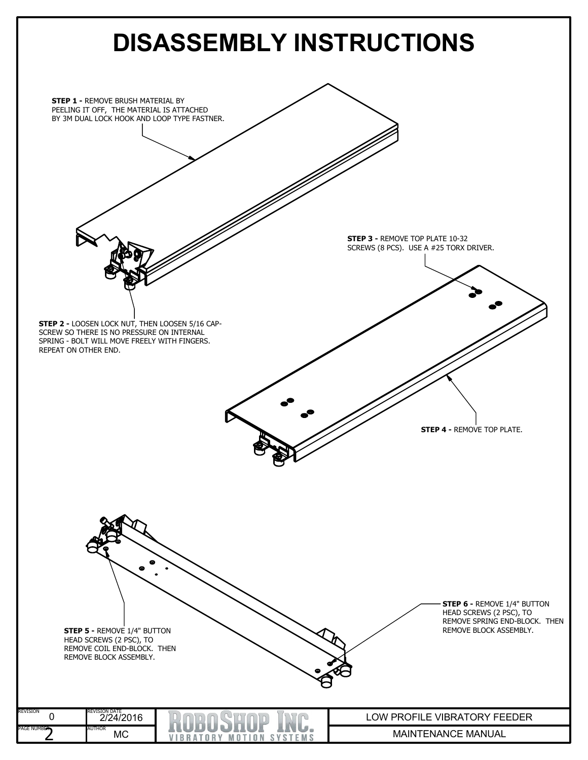# DISASSEMBLY INSTRUCTIONS

**STEP 1 -** REMOVE BRUSH MATERIAL BY PEELING IT OFF, THE MATERIAL IS ATTACHED BY 3M DUAL LOCK HOOK AND LOOP TYPE FASTNER.

**STEP 2 -** LOOSEN LOCK NUT, THEN LOOSEN 5/16 CAP-SCREW SO THERE IS NO PRESSURE ON INTERNAL SPRING - BOLT WILL MOVE FREELY WITH FINGERS. REPEAT ON OTHER END.

**STEP 3 -** REMOVE TOP PLATE 10-32 SCREWS (8 PCS). USE A #25 TORX DRIVER.

**STEP 4 -** REMOVE TOP PLATE.

**STEP 5 -** REMOVE 1/4" BUTTON HEAD SCREWS (2 PSC), TO REMOVE COIL END-BLOCK. THEN REMOVE BLOCK ASSEMBLY.

**STEP 6 -** REMOVE 1/4" BUTTON HEAD SCREWS (2 PSC), TO REMOVE SPRING END-BLOCK. THEN REMOVE BLOCK ASSEMBLY.

| | | | |
|---|---|---|---|
| REVISION 0 | REVISION DATE 2/24/2016 | ROBOSHOP INC. VIBRATORY MOTION SYSTEMS | LOW PROFILE VIBRATORY FEEDER |
| PAGE NUMBER 2 | AUTHOR MC | | MAINTENANCE MANUAL |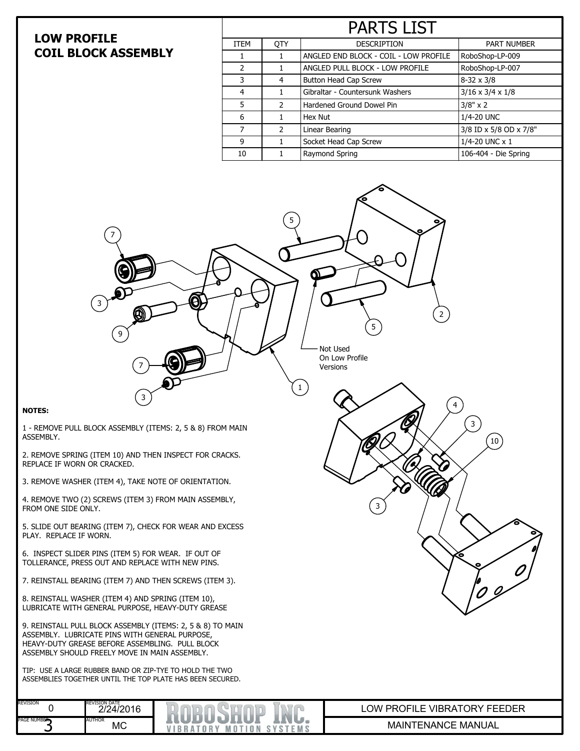## LOW PROFILE COIL BLOCK ASSEMBLY

### PARTS LIST

| ITEM | QTY | DESCRIPTION | PART NUMBER |
|---|---|---|---|
| 1 | 1 | ANGLED END BLOCK - COIL - LOW PROFILE | RoboShop-LP-009 |
| 2 | 1 | ANGLED PULL BLOCK - LOW PROFILE | RoboShop-LP-007 |
| 3 | 4 | Button Head Cap Screw | 8-32 x 3/8 |
| 4 | 1 | Gibraltar - Countersunk Washers | 3/16 x 3/4 x 1/8 |
| 5 | 2 | Hardened Ground Dowel Pin | 3/8" x 2 |
| 6 | 1 | Hex Nut | 1/4-20 UNC |
| 7 | 2 | Linear Bearing | 3/8 ID x 5/8 OD x 7/8" |
| 9 | 1 | Socket Head Cap Screw | 1/4-20 UNC x 1 |
| 10 | 1 | Raymond Spring | 106-404 - Die Spring |

7

5

3

9

7

3

5

2

1

Not Used
On Low Profile
Versions

4

3

10

3

**NOTES:**

1 - REMOVE PULL BLOCK ASSEMBLY (ITEMS: 2, 5 & 8) FROM MAIN ASSEMBLY.

2. REMOVE SPRING (ITEM 10) AND THEN INSPECT FOR CRACKS. REPLACE IF WORN OR CRACKED.

3. REMOVE WASHER (ITEM 4), TAKE NOTE OF ORIENTATION.

4. REMOVE TWO (2) SCREWS (ITEM 3) FROM MAIN ASSEMBLY, FROM ONE SIDE ONLY.

5. SLIDE OUT BEARING (ITEM 7), CHECK FOR WEAR AND EXCESS PLAY. REPLACE IF WORN.

6. INSPECT SLIDER PINS (ITEM 5) FOR WEAR. IF OUT OF TOLLERANCE, PRESS OUT AND REPLACE WITH NEW PINS.

7. REINSTALL BEARING (ITEM 7) AND THEN SCREWS (ITEM 3).

8. REINSTALL WASHER (ITEM 4) AND SPRING (ITEM 10), LUBRICATE WITH GENERAL PURPOSE, HEAVY-DUTY GREASE

9. REINSTALL PULL BLOCK ASSEMBLY (ITEMS: 2, 5 & 8) TO MAIN ASSEMBLY. LUBRICATE PINS WITH GENERAL PURPOSE, HEAVY-DUTY GREASE BEFORE ASSEMBLING. PULL BLOCK ASSEMBLY SHOULD FREELY MOVE IN MAIN ASSEMBLY.

TIP: USE A LARGE RUBBER BAND OR ZIP-TYE TO HOLD THE TWO ASSEMBLIES TOGETHER UNTIL THE TOP PLATE HAS BEEN SECURED.

| | | | |
|---|---|---|---|
| REVISION 0 | REVISION DATE 2/24/2016 | ROBOSHOP INC. VIBRATORY MOTION SYSTEMS | LOW PROFILE VIBRATORY FEEDER |
| PAGE NUMBER 3 | AUTHOR MC | | MAINTENANCE MANUAL |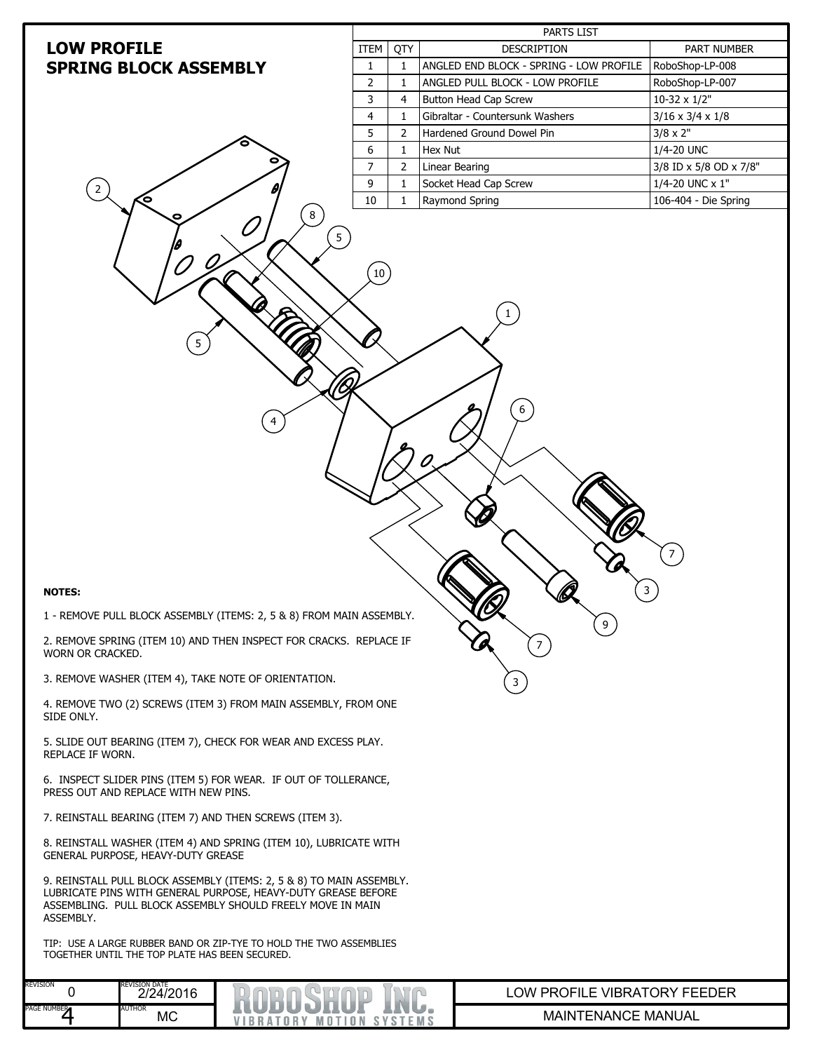# LOW PROFILE SPRING BLOCK ASSEMBLY

PARTS LIST

| ITEM | QTY | DESCRIPTION | PART NUMBER |
|---|---|---|---|
| 1 | 1 | ANGLED END BLOCK - SPRING - LOW PROFILE | RoboShop-LP-008 |
| 2 | 1 | ANGLED PULL BLOCK - LOW PROFILE | RoboShop-LP-007 |
| 3 | 4 | Button Head Cap Screw | 10-32 x 1/2" |
| 4 | 1 | Gibraltar - Countersunk Washers | 3/16 x 3/4 x 1/8 |
| 5 | 2 | Hardened Ground Dowel Pin | 3/8 x 2" |
| 6 | 1 | Hex Nut | 1/4-20 UNC |
| 7 | 2 | Linear Bearing | 3/8 ID x 5/8 OD x 7/8" |
| 9 | 1 | Socket Head Cap Screw | 1/4-20 UNC x 1" |
| 10 | 1 | Raymond Spring | 106-404 - Die Spring |

2
8
5
10
1
5
4
6
7
3
9
7
3

**NOTES:**

1 - REMOVE PULL BLOCK ASSEMBLY (ITEMS: 2, 5 & 8) FROM MAIN ASSEMBLY.

2. REMOVE SPRING (ITEM 10) AND THEN INSPECT FOR CRACKS. REPLACE IF WORN OR CRACKED.

3. REMOVE WASHER (ITEM 4), TAKE NOTE OF ORIENTATION.

4. REMOVE TWO (2) SCREWS (ITEM 3) FROM MAIN ASSEMBLY, FROM ONE SIDE ONLY.

5. SLIDE OUT BEARING (ITEM 7), CHECK FOR WEAR AND EXCESS PLAY. REPLACE IF WORN.

6. INSPECT SLIDER PINS (ITEM 5) FOR WEAR. IF OUT OF TOLLERANCE, PRESS OUT AND REPLACE WITH NEW PINS.

7. REINSTALL BEARING (ITEM 7) AND THEN SCREWS (ITEM 3).

8. REINSTALL WASHER (ITEM 4) AND SPRING (ITEM 10), LUBRICATE WITH GENERAL PURPOSE, HEAVY-DUTY GREASE

9. REINSTALL PULL BLOCK ASSEMBLY (ITEMS: 2, 5 & 8) TO MAIN ASSEMBLY. LUBRICATE PINS WITH GENERAL PURPOSE, HEAVY-DUTY GREASE BEFORE ASSEMBLING. PULL BLOCK ASSEMBLY SHOULD FREELY MOVE IN MAIN ASSEMBLY.

TIP: USE A LARGE RUBBER BAND OR ZIP-TYE TO HOLD THE TWO ASSEMBLIES TOGETHER UNTIL THE TOP PLATE HAS BEEN SECURED.

| | | | |
|---|---|---|---|
| REVISION 0 | REVISION DATE 2/24/2016 | ROBOSHOP INC. VIBRATORY MOTION SYSTEMS | LOW PROFILE VIBRATORY FEEDER |
| PAGE NUMBER 4 | AUTHOR MC | | MAINTENANCE MANUAL |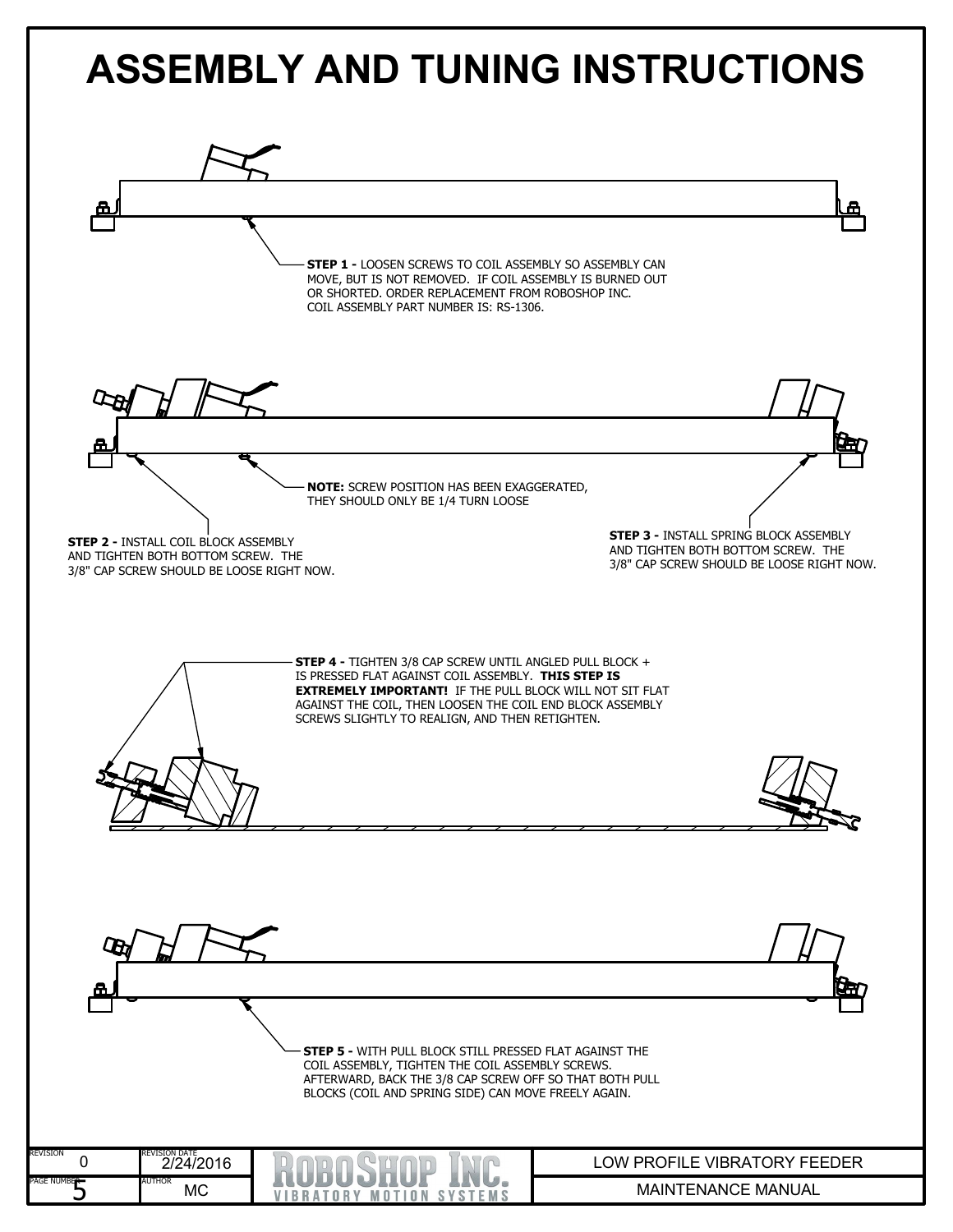# ASSEMBLY AND TUNING INSTRUCTIONS

**STEP 1 -** LOOSEN SCREWS TO COIL ASSEMBLY SO ASSEMBLY CAN MOVE, BUT IS NOT REMOVED. IF COIL ASSEMBLY IS BURNED OUT OR SHORTED. ORDER REPLACEMENT FROM ROBOSHOP INC. COIL ASSEMBLY PART NUMBER IS: RS-1306.

**NOTE:** SCREW POSITION HAS BEEN EXAGGERATED, THEY SHOULD ONLY BE 1/4 TURN LOOSE

**STEP 2 -** INSTALL COIL BLOCK ASSEMBLY AND TIGHTEN BOTH BOTTOM SCREW. THE 3/8" CAP SCREW SHOULD BE LOOSE RIGHT NOW.

**STEP 3 -** INSTALL SPRING BLOCK ASSEMBLY AND TIGHTEN BOTH BOTTOM SCREW. THE 3/8" CAP SCREW SHOULD BE LOOSE RIGHT NOW.

**STEP 4 -** TIGHTEN 3/8 CAP SCREW UNTIL ANGLED PULL BLOCK + IS PRESSED FLAT AGAINST COIL ASSEMBLY. **THIS STEP IS EXTREMELY IMPORTANT!** IF THE PULL BLOCK WILL NOT SIT FLAT AGAINST THE COIL, THEN LOOSEN THE COIL END BLOCK ASSEMBLY SCREWS SLIGHTLY TO REALIGN, AND THEN RETIGHTEN.

**STEP 5 -** WITH PULL BLOCK STILL PRESSED FLAT AGAINST THE COIL ASSEMBLY, TIGHTEN THE COIL ASSEMBLY SCREWS. AFTERWARD, BACK THE 3/8 CAP SCREW OFF SO THAT BOTH PULL BLOCKS (COIL AND SPRING SIDE) CAN MOVE FREELY AGAIN.

| | | | |
|---|---|---|---|
| REVISION 0 | REVISION DATE 2/24/2016 | ROBOSHOP INC. VIBRATORY MOTION SYSTEMS | LOW PROFILE VIBRATORY FEEDER |
| PAGE NUMBER 5 | AUTHOR MC | | MAINTENANCE MANUAL |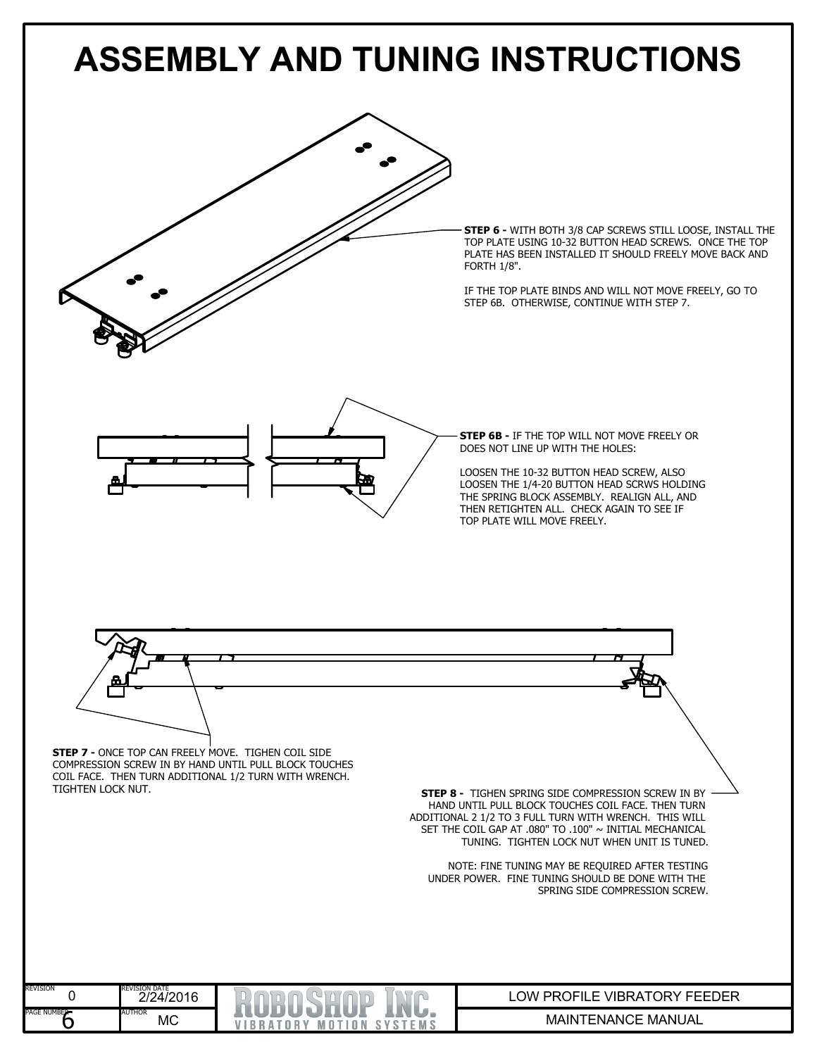# ASSEMBLY AND TUNING INSTRUCTIONS

**STEP 6 -** WITH BOTH 3/8 CAP SCREWS STILL LOOSE, INSTALL THE TOP PLATE USING 10-32 BUTTON HEAD SCREWS. ONCE THE TOP PLATE HAS BEEN INSTALLED IT SHOULD FREELY MOVE BACK AND FORTH 1/8".

IF THE TOP PLATE BINDS AND WILL NOT MOVE FREELY, GO TO STEP 6B. OTHERWISE, CONTINUE WITH STEP 7.

**STEP 6B -** IF THE TOP WILL NOT MOVE FREELY OR DOES NOT LINE UP WITH THE HOLES:

LOOSEN THE 10-32 BUTTON HEAD SCREW, ALSO LOOSEN THE 1/4-20 BUTTON HEAD SCRWS HOLDING THE SPRING BLOCK ASSEMBLY. REALIGN ALL, AND THEN RETIGHTEN ALL. CHECK AGAIN TO SEE IF TOP PLATE WILL MOVE FREELY.

**STEP 7 -** ONCE TOP CAN FREELY MOVE. TIGHEN COIL SIDE COMPRESSION SCREW IN BY HAND UNTIL PULL BLOCK TOUCHES COIL FACE. THEN TURN ADDITIONAL 1/2 TURN WITH WRENCH. TIGHTEN LOCK NUT.

**STEP 8 -** TIGHEN SPRING SIDE COMPRESSION SCREW IN BY HAND UNTIL PULL BLOCK TOUCHES COIL FACE. THEN TURN ADDITIONAL 2 1/2 TO 3 FULL TURN WITH WRENCH. THIS WILL SET THE COIL GAP AT .080" TO .100" ~ INITIAL MECHANICAL TUNING. TIGHTEN LOCK NUT WHEN UNIT IS TUNED.

NOTE: FINE TUNING MAY BE REQUIRED AFTER TESTING UNDER POWER. FINE TUNING SHOULD BE DONE WITH THE SPRING SIDE COMPRESSION SCREW.

| | | | |
|---|---|---|---|
| REVISION 0 | REVISION DATE 2/24/2016 | ROBOSHOP INC. VIBRATORY MOTION SYSTEMS | LOW PROFILE VIBRATORY FEEDER |
| PAGE NUMBER 6 | AUTHOR MC | | MAINTENANCE MANUAL |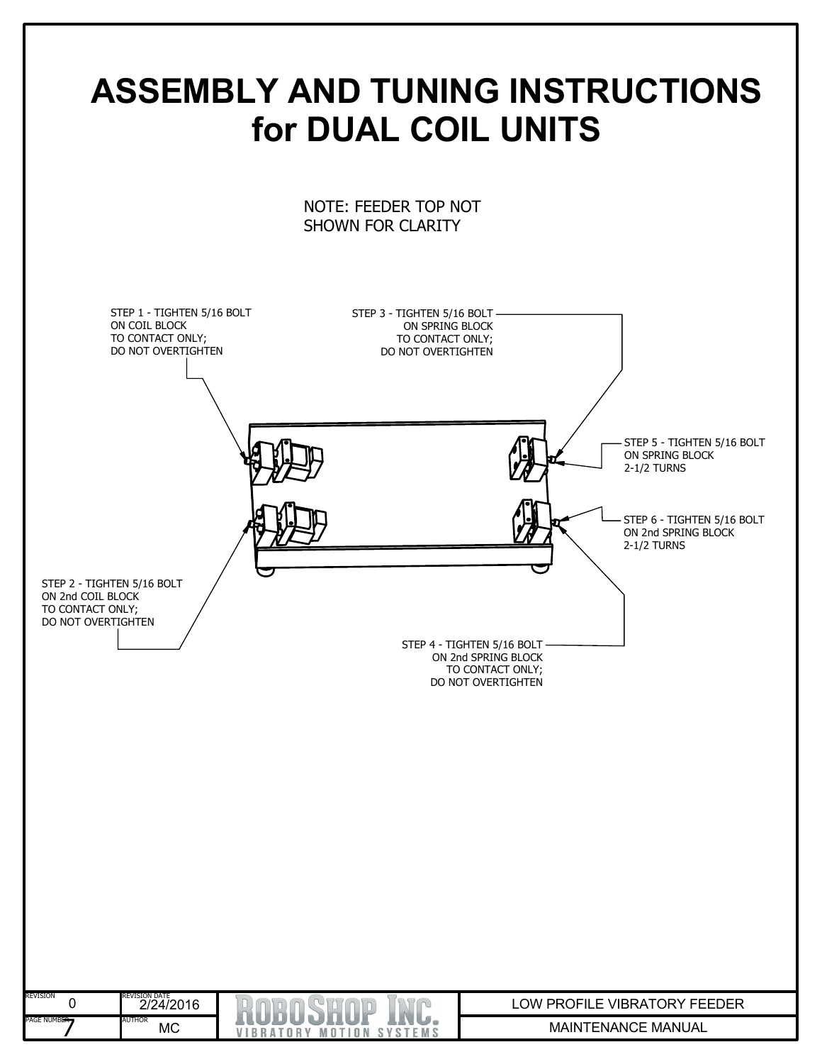# ASSEMBLY AND TUNING INSTRUCTIONS for DUAL COIL UNITS

NOTE: FEEDER TOP NOT SHOWN FOR CLARITY

STEP 1 - TIGHTEN 5/16 BOLT ON COIL BLOCK TO CONTACT ONLY; DO NOT OVERTIGHTEN

STEP 2 - TIGHTEN 5/16 BOLT ON 2nd COIL BLOCK TO CONTACT ONLY; DO NOT OVERTIGHTEN

STEP 3 - TIGHTEN 5/16 BOLT ON SPRING BLOCK TO CONTACT ONLY; DO NOT OVERTIGHTEN

STEP 4 - TIGHTEN 5/16 BOLT ON 2nd SPRING BLOCK TO CONTACT ONLY; DO NOT OVERTIGHTEN

STEP 5 - TIGHTEN 5/16 BOLT ON SPRING BLOCK 2-1/2 TURNS

STEP 6 - TIGHTEN 5/16 BOLT ON 2nd SPRING BLOCK 2-1/2 TURNS